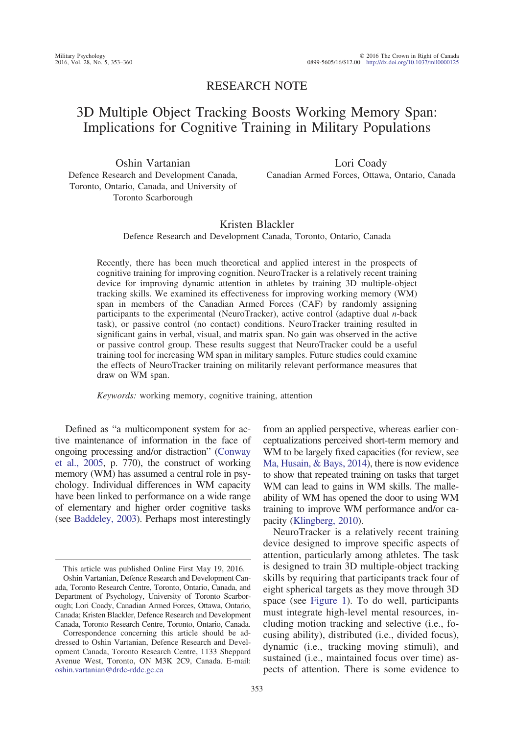RESEARCH NOTE

# 3D Multiple Object Tracking Boosts Working Memory Span: Implications for Cognitive Training in Military Populations

Oshin Vartanian
Defence Research and Development Canada, Toronto, Ontario, Canada, and University of Toronto Scarborough

Lori Coady
Canadian Armed Forces, Ottawa, Ontario, Canada

Kristen Blackler
Defence Research and Development Canada, Toronto, Ontario, Canada

Recently, there has been much theoretical and applied interest in the prospects of cognitive training for improving cognition. NeuroTracker is a relatively recent training device for improving dynamic attention in athletes by training 3D multiple-object tracking skills. We examined its effectiveness for improving working memory (WM) span in members of the Canadian Armed Forces (CAF) by randomly assigning participants to the experimental (NeuroTracker), active control (adaptive dual *n*-back task), or passive control (no contact) conditions. NeuroTracker training resulted in significant gains in verbal, visual, and matrix span. No gain was observed in the active or passive control group. These results suggest that NeuroTracker could be a useful training tool for increasing WM span in military samples. Future studies could examine the effects of NeuroTracker training on militarily relevant performance measures that draw on WM span.

*Keywords:* working memory, cognitive training, attention

Defined as "a multicomponent system for active maintenance of information in the face of ongoing processing and/or distraction" (Conway et al., 2005, p. 770), the construct of working memory (WM) has assumed a central role in psychology. Individual differences in WM capacity have been linked to performance on a wide range of elementary and higher order cognitive tasks (see Baddeley, 2003). Perhaps most interestingly from an applied perspective, whereas earlier conceptualizations perceived short-term memory and WM to be largely fixed capacities (for review, see Ma, Husain, & Bays, 2014), there is now evidence to show that repeated training on tasks that target WM can lead to gains in WM skills. The malleability of WM has opened the door to using WM training to improve WM performance and/or capacity (Klingberg, 2010).

NeuroTracker is a relatively recent training device designed to improve specific aspects of attention, particularly among athletes. The task is designed to train 3D multiple-object tracking skills by requiring that participants track four of eight spherical targets as they move through 3D space (see Figure 1). To do well, participants must integrate high-level mental resources, including motion tracking and selective (i.e., focusing ability), distributed (i.e., divided focus), dynamic (i.e., tracking moving stimuli), and sustained (i.e., maintained focus over time) aspects of attention. There is some evidence to

---

This article was published Online First May 19, 2016.

Oshin Vartanian, Defence Research and Development Canada, Toronto Research Centre, Toronto, Ontario, Canada, and Department of Psychology, University of Toronto Scarborough; Lori Coady, Canadian Armed Forces, Ottawa, Ontario, Canada; Kristen Blackler, Defence Research and Development Canada, Toronto Research Centre, Toronto, Ontario, Canada.

Correspondence concerning this article should be addressed to Oshin Vartanian, Defence Research and Development Canada, Toronto Research Centre, 1133 Sheppard Avenue West, Toronto, ON M3K 2C9, Canada. E-mail: oshin.vartanian@drdc-rddc.gc.ca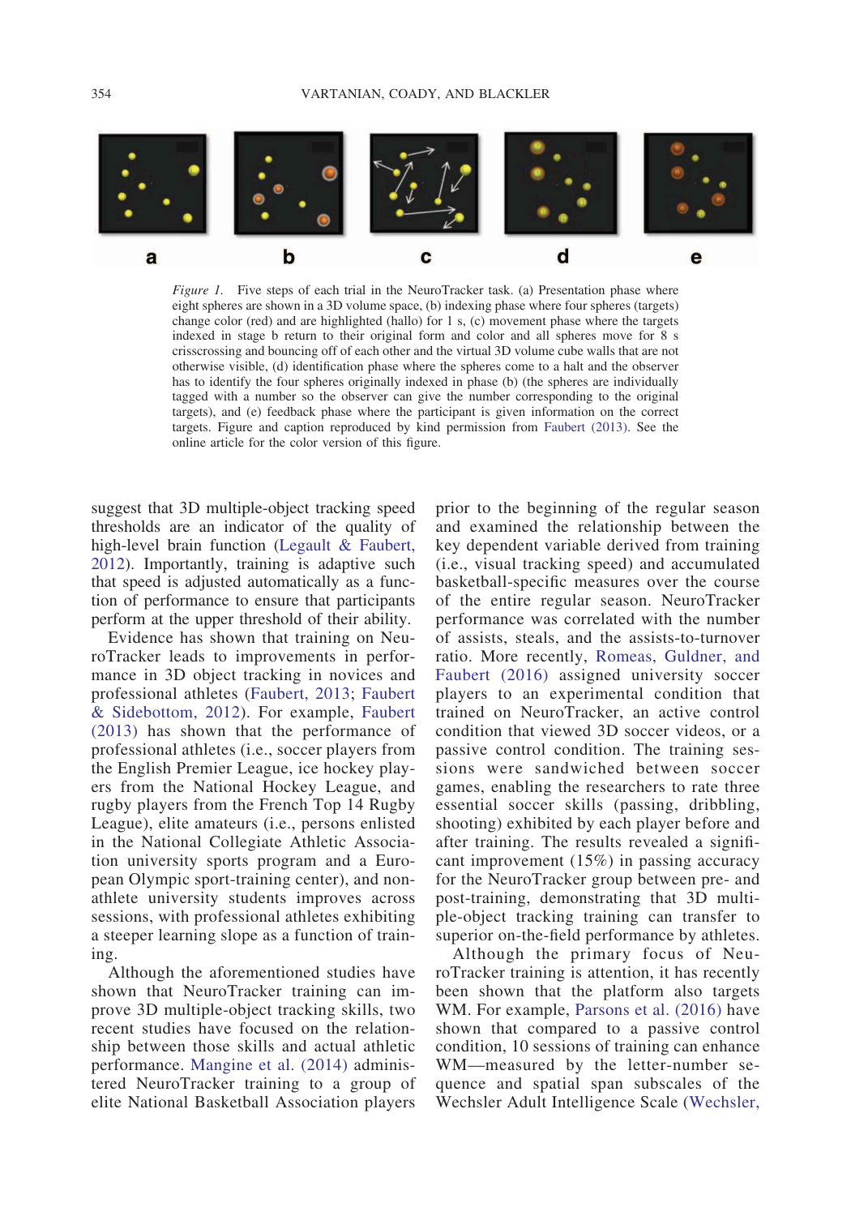*Figure 1.* Five steps of each trial in the NeuroTracker task. (a) Presentation phase where eight spheres are shown in a 3D volume space, (b) indexing phase where four spheres (targets) change color (red) and are highlighted (hallo) for 1 s, (c) movement phase where the targets indexed in stage b return to their original form and color and all spheres move for 8 s crisscrossing and bouncing off of each other and the virtual 3D volume cube walls that are not otherwise visible, (d) identification phase where the spheres come to a halt and the observer has to identify the four spheres originally indexed in phase (b) (the spheres are individually tagged with a number so the observer can give the number corresponding to the original targets), and (e) feedback phase where the participant is given information on the correct targets. Figure and caption reproduced by kind permission from Faubert (2013). See the online article for the color version of this figure.

suggest that 3D multiple-object tracking speed thresholds are an indicator of the quality of high-level brain function (Legault & Faubert, 2012). Importantly, training is adaptive such that speed is adjusted automatically as a function of performance to ensure that participants perform at the upper threshold of their ability.

Evidence has shown that training on NeuroTracker leads to improvements in performance in 3D object tracking in novices and professional athletes (Faubert, 2013; Faubert & Sidebottom, 2012). For example, Faubert (2013) has shown that the performance of professional athletes (i.e., soccer players from the English Premier League, ice hockey players from the National Hockey League, and rugby players from the French Top 14 Rugby League), elite amateurs (i.e., persons enlisted in the National Collegiate Athletic Association university sports program and a European Olympic sport-training center), and nonathlete university students improves across sessions, with professional athletes exhibiting a steeper learning slope as a function of training.

Although the aforementioned studies have shown that NeuroTracker training can improve 3D multiple-object tracking skills, two recent studies have focused on the relationship between those skills and actual athletic performance. Mangine et al. (2014) administered NeuroTracker training to a group of elite National Basketball Association players prior to the beginning of the regular season and examined the relationship between the key dependent variable derived from training (i.e., visual tracking speed) and accumulated basketball-specific measures over the course of the entire regular season. NeuroTracker performance was correlated with the number of assists, steals, and the assists-to-turnover ratio. More recently, Romeas, Guldner, and Faubert (2016) assigned university soccer players to an experimental condition that trained on NeuroTracker, an active control condition that viewed 3D soccer videos, or a passive control condition. The training sessions were sandwiched between soccer games, enabling the researchers to rate three essential soccer skills (passing, dribbling, shooting) exhibited by each player before and after training. The results revealed a significant improvement (15%) in passing accuracy for the NeuroTracker group between pre- and post-training, demonstrating that 3D multiple-object tracking training can transfer to superior on-the-field performance by athletes.

Although the primary focus of NeuroTracker training is attention, it has recently been shown that the platform also targets WM. For example, Parsons et al. (2016) have shown that compared to a passive control condition, 10 sessions of training can enhance WM—measured by the letter-number sequence and spatial span subscales of the Wechsler Adult Intelligence Scale (Wechsler,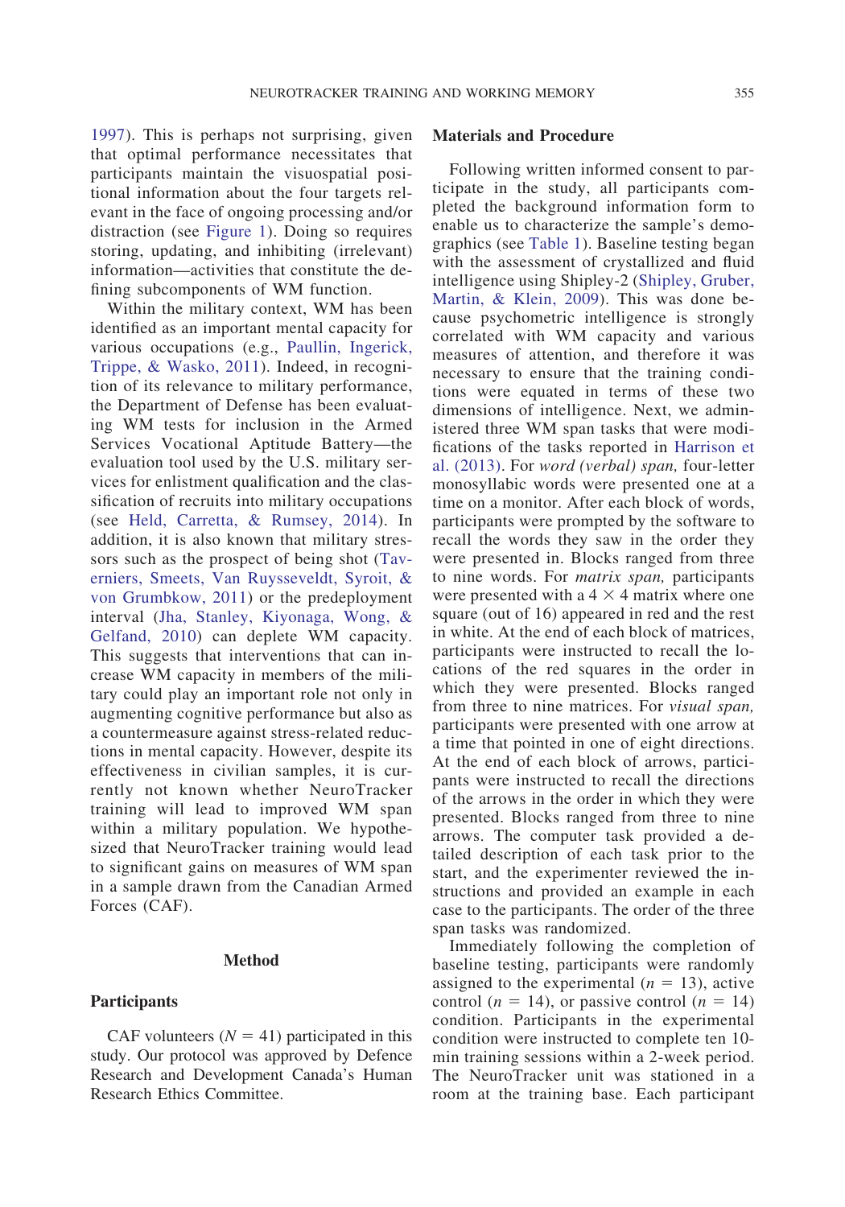1997). This is perhaps not surprising, given that optimal performance necessitates that participants maintain the visuospatial positional information about the four targets relevant in the face of ongoing processing and/or distraction (see Figure 1). Doing so requires storing, updating, and inhibiting (irrelevant) information—activities that constitute the defining subcomponents of WM function.

Within the military context, WM has been identified as an important mental capacity for various occupations (e.g., Paullin, Ingerick, Trippe, & Wasko, 2011). Indeed, in recognition of its relevance to military performance, the Department of Defense has been evaluating WM tests for inclusion in the Armed Services Vocational Aptitude Battery—the evaluation tool used by the U.S. military services for enlistment qualification and the classification of recruits into military occupations (see Held, Carretta, & Rumsey, 2014). In addition, it is also known that military stressors such as the prospect of being shot (Taverniers, Smeets, Van Ruysseveldt, Syroit, & von Grumbkow, 2011) or the predeployment interval (Jha, Stanley, Kiyonaga, Wong, & Gelfand, 2010) can deplete WM capacity. This suggests that interventions that can increase WM capacity in members of the military could play an important role not only in augmenting cognitive performance but also as a countermeasure against stress-related reductions in mental capacity. However, despite its effectiveness in civilian samples, it is currently not known whether NeuroTracker training will lead to improved WM span within a military population. We hypothesized that NeuroTracker training would lead to significant gains on measures of WM span in a sample drawn from the Canadian Armed Forces (CAF).

## Method

### Participants

CAF volunteers ($N = 41$) participated in this study. Our protocol was approved by Defence Research and Development Canada's Human Research Ethics Committee.

### Materials and Procedure

Following written informed consent to participate in the study, all participants completed the background information form to enable us to characterize the sample's demographics (see Table 1). Baseline testing began with the assessment of crystallized and fluid intelligence using Shipley-2 (Shipley, Gruber, Martin, & Klein, 2009). This was done because psychometric intelligence is strongly correlated with WM capacity and various measures of attention, and therefore it was necessary to ensure that the training conditions were equated in terms of these two dimensions of intelligence. Next, we administered three WM span tasks that were modifications of the tasks reported in Harrison et al. (2013). For *word (verbal) span,* four-letter monosyllabic words were presented one at a time on a monitor. After each block of words, participants were prompted by the software to recall the words they saw in the order they were presented in. Blocks ranged from three to nine words. For *matrix span,* participants were presented with a $4 \times 4$ matrix where one square (out of 16) appeared in red and the rest in white. At the end of each block of matrices, participants were instructed to recall the locations of the red squares in the order in which they were presented. Blocks ranged from three to nine matrices. For *visual span,* participants were presented with one arrow at a time that pointed in one of eight directions. At the end of each block of arrows, participants were instructed to recall the directions of the arrows in the order in which they were presented. Blocks ranged from three to nine arrows. The computer task provided a detailed description of each task prior to the start, and the experimenter reviewed the instructions and provided an example in each case to the participants. The order of the three span tasks was randomized.

Immediately following the completion of baseline testing, participants were randomly assigned to the experimental ($n = 13$), active control ($n = 14$), or passive control ($n = 14$) condition. Participants in the experimental condition were instructed to complete ten 10-min training sessions within a 2-week period. The NeuroTracker unit was stationed in a room at the training base. Each participant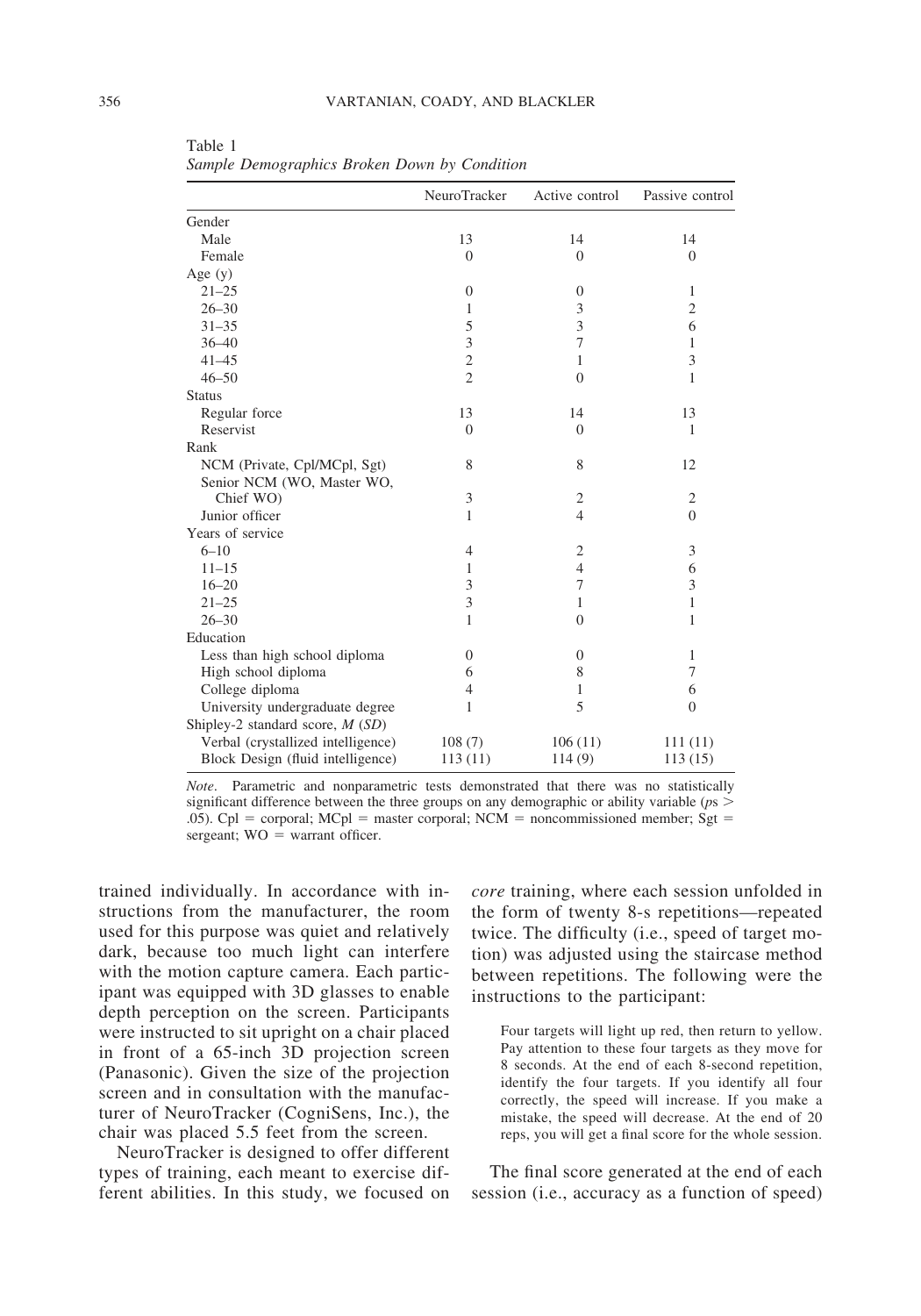Table 1
*Sample Demographics Broken Down by Condition*

| | NeuroTracker | Active control | Passive control |
|---|---|---|---|
| Gender | | | |
| Male | 13 | 14 | 14 |
| Female | 0 | 0 | 0 |
| Age (y) | | | |
| 21–25 | 0 | 0 | 1 |
| 26–30 | 1 | 3 | 2 |
| 31–35 | 5 | 3 | 6 |
| 36–40 | 3 | 7 | 1 |
| 41–45 | 2 | 1 | 3 |
| 46–50 | 2 | 0 | 1 |
| Status | | | |
| Regular force | 13 | 14 | 13 |
| Reservist | 0 | 0 | 1 |
| Rank | | | |
| NCM (Private, Cpl/MCpl, Sgt) | 8 | 8 | 12 |
| Senior NCM (WO, Master WO, Chief WO) | 3 | 2 | 2 |
| Junior officer | 1 | 4 | 0 |
| Years of service | | | |
| 6–10 | 4 | 2 | 3 |
| 11–15 | 1 | 4 | 6 |
| 16–20 | 3 | 7 | 3 |
| 21–25 | 3 | 1 | 1 |
| 26–30 | 1 | 0 | 1 |
| Education | | | |
| Less than high school diploma | 0 | 0 | 1 |
| High school diploma | 6 | 8 | 7 |
| College diploma | 4 | 1 | 6 |
| University undergraduate degree | 1 | 5 | 0 |
| Shipley-2 standard score, *M* (*SD*) | | | |
| Verbal (crystallized intelligence) | 108 (7) | 106 (11) | 111 (11) |
| Block Design (fluid intelligence) | 113 (11) | 114 (9) | 113 (15) |

*Note*. Parametric and nonparametric tests demonstrated that there was no statistically significant difference between the three groups on any demographic or ability variable ($ps > .05$). Cpl = corporal; MCpl = master corporal; NCM = noncommissioned member; Sgt = sergeant; WO = warrant officer.

trained individually. In accordance with instructions from the manufacturer, the room used for this purpose was quiet and relatively dark, because too much light can interfere with the motion capture camera. Each participant was equipped with 3D glasses to enable depth perception on the screen. Participants were instructed to sit upright on a chair placed in front of a 65-inch 3D projection screen (Panasonic). Given the size of the projection screen and in consultation with the manufacturer of NeuroTracker (CogniSens, Inc.), the chair was placed 5.5 feet from the screen.

NeuroTracker is designed to offer different types of training, each meant to exercise different abilities. In this study, we focused on *core* training, where each session unfolded in the form of twenty 8-s repetitions—repeated twice. The difficulty (i.e., speed of target motion) was adjusted using the staircase method between repetitions. The following were the instructions to the participant:

> Four targets will light up red, then return to yellow. Pay attention to these four targets as they move for 8 seconds. At the end of each 8-second repetition, identify the four targets. If you identify all four correctly, the speed will increase. If you make a mistake, the speed will decrease. At the end of 20 reps, you will get a final score for the whole session.

The final score generated at the end of each session (i.e., accuracy as a function of speed)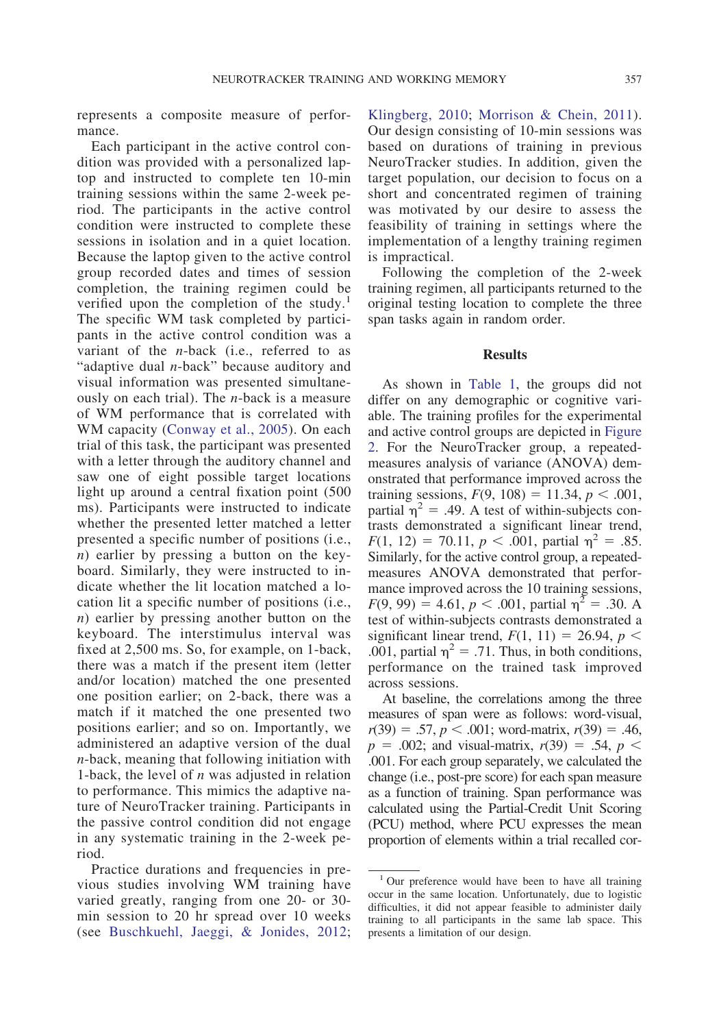represents a composite measure of performance.

Each participant in the active control condition was provided with a personalized laptop and instructed to complete ten 10-min training sessions within the same 2-week period. The participants in the active control condition were instructed to complete these sessions in isolation and in a quiet location. Because the laptop given to the active control group recorded dates and times of session completion, the training regimen could be verified upon the completion of the study.[1] The specific WM task completed by participants in the active control condition was a variant of the *n*-back (i.e., referred to as "adaptive dual *n*-back" because auditory and visual information was presented simultaneously on each trial). The *n*-back is a measure of WM performance that is correlated with WM capacity (Conway et al., 2005). On each trial of this task, the participant was presented with a letter through the auditory channel and saw one of eight possible target locations light up around a central fixation point (500 ms). Participants were instructed to indicate whether the presented letter matched a letter presented a specific number of positions (i.e., *n*) earlier by pressing a button on the keyboard. Similarly, they were instructed to indicate whether the lit location matched a location lit a specific number of positions (i.e., *n*) earlier by pressing another button on the keyboard. The interstimulus interval was fixed at 2,500 ms. So, for example, on 1-back, there was a match if the present item (letter and/or location) matched the one presented one position earlier; on 2-back, there was a match if it matched the one presented two positions earlier; and so on. Importantly, we administered an adaptive version of the dual *n*-back, meaning that following initiation with 1-back, the level of *n* was adjusted in relation to performance. This mimics the adaptive nature of NeuroTracker training. Participants in the passive control condition did not engage in any systematic training in the 2-week period.

Practice durations and frequencies in previous studies involving WM training have varied greatly, ranging from one 20- or 30-min session to 20 hr spread over 10 weeks (see Buschkuehl, Jaeggi, & Jonides, 2012; Klingberg, 2010; Morrison & Chein, 2011). Our design consisting of 10-min sessions was based on durations of training in previous NeuroTracker studies. In addition, given the target population, our decision to focus on a short and concentrated regimen of training was motivated by our desire to assess the feasibility of training in settings where the implementation of a lengthy training regimen is impractical.

Following the completion of the 2-week training regimen, all participants returned to the original testing location to complete the three span tasks again in random order.

## Results

As shown in Table 1, the groups did not differ on any demographic or cognitive variable. The training profiles for the experimental and active control groups are depicted in Figure 2. For the NeuroTracker group, a repeated-measures analysis of variance (ANOVA) demonstrated that performance improved across the training sessions, $F(9, 108) = 11.34$, $p < .001$, partial $\eta^2 = .49$. A test of within-subjects contrasts demonstrated a significant linear trend, $F(1, 12) = 70.11$, $p < .001$, partial $\eta^2 = .85$. Similarly, for the active control group, a repeated-measures ANOVA demonstrated that performance improved across the 10 training sessions, $F(9, 99) = 4.61$, $p < .001$, partial $\eta^2 = .30$. A test of within-subjects contrasts demonstrated a significant linear trend, $F(1, 11) = 26.94$, $p < .001$, partial $\eta^2 = .71$. Thus, in both conditions, performance on the trained task improved across sessions.

At baseline, the correlations among the three measures of span were as follows: word-visual, $r(39) = .57$, $p < .001$; word-matrix, $r(39) = .46$, $p = .002$; and visual-matrix, $r(39) = .54$, $p < .001$. For each group separately, we calculated the change (i.e., post-pre score) for each span measure as a function of training. Span performance was calculated using the Partial-Credit Unit Scoring (PCU) method, where PCU expresses the mean proportion of elements within a trial recalled cor-

[1] Our preference would have been to have all training occur in the same location. Unfortunately, due to logistic difficulties, it did not appear feasible to administer daily training to all participants in the same lab space. This presents a limitation of our design.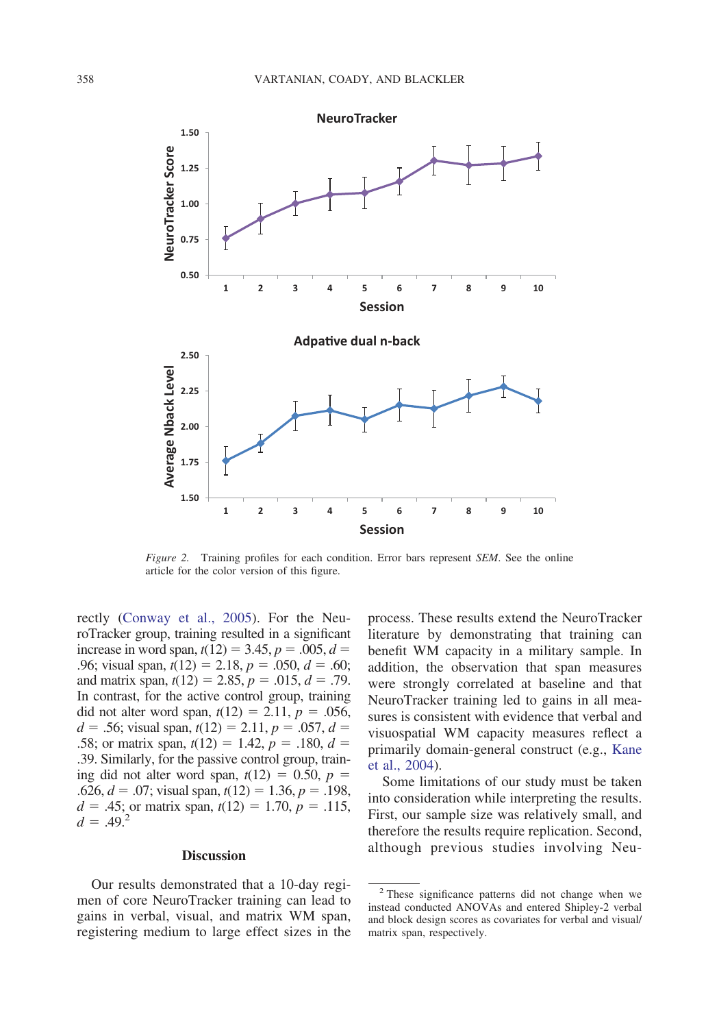*Figure 2.* Training profiles for each condition. Error bars represent *SEM*. See the online article for the color version of this figure.

rectly (Conway et al., 2005). For the NeuroTracker group, training resulted in a significant increase in word span, $t(12) = 3.45$, $p = .005$, $d = .96$; visual span, $t(12) = 2.18$, $p = .050$, $d = .60$; and matrix span, $t(12) = 2.85$, $p = .015$, $d = .79$. In contrast, for the active control group, training did not alter word span, $t(12) = 2.11$, $p = .056$, $d = .56$; visual span, $t(12) = 2.11$, $p = .057$, $d = .58$; or matrix span, $t(12) = 1.42$, $p = .180$, $d = .39$. Similarly, for the passive control group, training did not alter word span, $t(12) = 0.50$, $p = .626$, $d = .07$; visual span, $t(12) = 1.36$, $p = .198$, $d = .45$; or matrix span, $t(12) = 1.70$, $p = .115$, $d = .49$.[2]

## Discussion

Our results demonstrated that a 10-day regimen of core NeuroTracker training can lead to gains in verbal, visual, and matrix WM span, registering medium to large effect sizes in the process. These results extend the NeuroTracker literature by demonstrating that training can benefit WM capacity in a military sample. In addition, the observation that span measures were strongly correlated at baseline and that NeuroTracker training led to gains in all measures is consistent with evidence that verbal and visuospatial WM capacity measures reflect a primarily domain-general construct (e.g., Kane et al., 2004).

Some limitations of our study must be taken into consideration while interpreting the results. First, our sample size was relatively small, and therefore the results require replication. Second, although previous studies involving Neu-

[2] These significance patterns did not change when we instead conducted ANOVAs and entered Shipley-2 verbal and block design scores as covariates for verbal and visual/matrix span, respectively.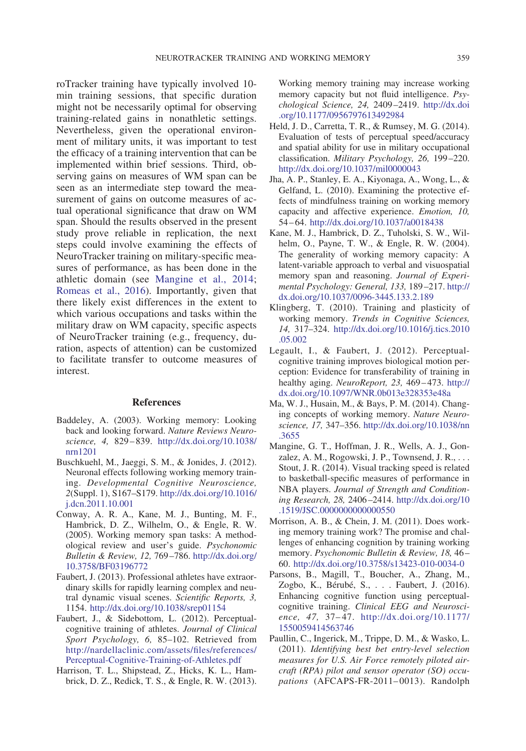roTracker training have typically involved 10-min training sessions, that specific duration might not be necessarily optimal for observing training-related gains in nonathletic settings. Nevertheless, given the operational environment of military units, it was important to test the efficacy of a training intervention that can be implemented within brief sessions. Third, observing gains on measures of WM span can be seen as an intermediate step toward the measurement of gains on outcome measures of actual operational significance that draw on WM span. Should the results observed in the present study prove reliable in replication, the next steps could involve examining the effects of NeuroTracker training on military-specific measures of performance, as has been done in the athletic domain (see Mangine et al., 2014; Romeas et al., 2016). Importantly, given that there likely exist differences in the extent to which various occupations and tasks within the military draw on WM capacity, specific aspects of NeuroTracker training (e.g., frequency, duration, aspects of attention) can be customized to facilitate transfer to outcome measures of interest.

## References

Baddeley, A. (2003). Working memory: Looking back and looking forward. *Nature Reviews Neuroscience, 4,* 829–839. http://dx.doi.org/10.1038/nrn1201

Buschkuehl, M., Jaeggi, S. M., & Jonides, J. (2012). Neuronal effects following working memory training. *Developmental Cognitive Neuroscience, 2*(Suppl. 1), S167–S179. http://dx.doi.org/10.1016/j.dcn.2011.10.001

Conway, A. R. A., Kane, M. J., Bunting, M. F., Hambrick, D. Z., Wilhelm, O., & Engle, R. W. (2005). Working memory span tasks: A methodological review and user's guide. *Psychonomic Bulletin & Review, 12,* 769–786. http://dx.doi.org/10.3758/BF03196772

Faubert, J. (2013). Professional athletes have extraordinary skills for rapidly learning complex and neutral dynamic visual scenes. *Scientific Reports, 3,* 1154. http://dx.doi.org/10.1038/srep01154

Faubert, J., & Sidebottom, L. (2012). Perceptual-cognitive training of athletes. *Journal of Clinical Sport Psychology, 6,* 85–102. Retrieved from http://nardellaclinic.com/assets/files/references/Perceptual-Cognitive-Training-of-Athletes.pdf

Harrison, T. L., Shipstead, Z., Hicks, K. L., Hambrick, D. Z., Redick, T. S., & Engle, R. W. (2013). Working memory training may increase working memory capacity but not fluid intelligence. *Psychological Science, 24,* 2409–2419. http://dx.doi.org/10.1177/0956797613492984

Held, J. D., Carretta, T. R., & Rumsey, M. G. (2014). Evaluation of tests of perceptual speed/accuracy and spatial ability for use in military occupational classification. *Military Psychology, 26,* 199–220. http://dx.doi.org/10.1037/mil0000043

Jha, A. P., Stanley, E. A., Kiyonaga, A., Wong, L., & Gelfand, L. (2010). Examining the protective effects of mindfulness training on working memory capacity and affective experience. *Emotion, 10,* 54–64. http://dx.doi.org/10.1037/a0018438

Kane, M. J., Hambrick, D. Z., Tuholski, S. W., Wilhelm, O., Payne, T. W., & Engle, R. W. (2004). The generality of working memory capacity: A latent-variable approach to verbal and visuospatial memory span and reasoning. *Journal of Experimental Psychology: General, 133,* 189–217. http://dx.doi.org/10.1037/0096-3445.133.2.189

Klingberg, T. (2010). Training and plasticity of working memory. *Trends in Cognitive Sciences, 14,* 317–324. http://dx.doi.org/10.1016/j.tics.2010.05.002

Legault, I., & Faubert, J. (2012). Perceptual-cognitive training improves biological motion perception: Evidence for transferability of training in healthy aging. *NeuroReport, 23,* 469–473. http://dx.doi.org/10.1097/WNR.0b013e328353e48a

Ma, W. J., Husain, M., & Bays, P. M. (2014). Changing concepts of working memory. *Nature Neuroscience, 17,* 347–356. http://dx.doi.org/10.1038/nn.3655

Mangine, G. T., Hoffman, J. R., Wells, A. J., Gonzalez, A. M., Rogowski, J. P., Townsend, J. R., . . . Stout, J. R. (2014). Visual tracking speed is related to basketball-specific measures of performance in NBA players. *Journal of Strength and Conditioning Research, 28,* 2406–2414. http://dx.doi.org/10.1519/JSC.0000000000000550

Morrison, A. B., & Chein, J. M. (2011). Does working memory training work? The promise and challenges of enhancing cognition by training working memory. *Psychonomic Bulletin & Review, 18,* 46–60. http://dx.doi.org/10.3758/s13423-010-0034-0

Parsons, B., Magill, T., Boucher, A., Zhang, M., Zogbo, K., Bérubé, S., . . . Faubert, J. (2016). Enhancing cognitive function using perceptual-cognitive training. *Clinical EEG and Neuroscience, 47,* 37–47. http://dx.doi.org/10.1177/1550059414563746

Paullin, C., Ingerick, M., Trippe, D. M., & Wasko, L. (2011). *Identifying best bet entry-level selection measures for U.S. Air Force remotely piloted aircraft (RPA) pilot and sensor operator (SO) occupations* (AFCAPS-FR-2011–0013). Randolph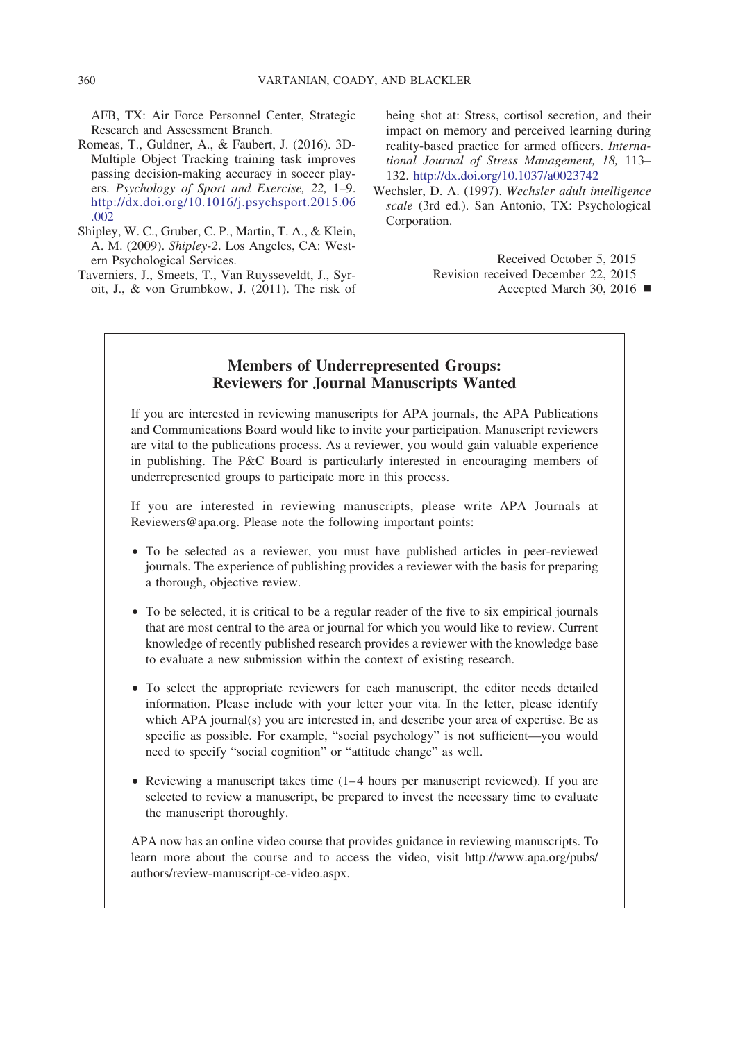AFB, TX: Air Force Personnel Center, Strategic Research and Assessment Branch.

Romeas, T., Guldner, A., & Faubert, J. (2016). 3D-Multiple Object Tracking training task improves passing decision-making accuracy in soccer players. *Psychology of Sport and Exercise, 22,* 1–9. http://dx.doi.org/10.1016/j.psychsport.2015.06.002

Shipley, W. C., Gruber, C. P., Martin, T. A., & Klein, A. M. (2009). *Shipley-2*. Los Angeles, CA: Western Psychological Services.

Taverniers, J., Smeets, T., Van Ruysseveldt, J., Syroit, J., & von Grumbkow, J. (2011). The risk of being shot at: Stress, cortisol secretion, and their impact on memory and perceived learning during reality-based practice for armed officers. *International Journal of Stress Management, 18,* 113–132. http://dx.doi.org/10.1037/a0023742

Wechsler, D. A. (1997). *Wechsler adult intelligence scale* (3rd ed.). San Antonio, TX: Psychological Corporation.

Received October 5, 2015
Revision received December 22, 2015
Accepted March 30, 2016 ■

## Members of Underrepresented Groups: Reviewers for Journal Manuscripts Wanted

If you are interested in reviewing manuscripts for APA journals, the APA Publications and Communications Board would like to invite your participation. Manuscript reviewers are vital to the publications process. As a reviewer, you would gain valuable experience in publishing. The P&C Board is particularly interested in encouraging members of underrepresented groups to participate more in this process.

If you are interested in reviewing manuscripts, please write APA Journals at Reviewers@apa.org. Please note the following important points:

- To be selected as a reviewer, you must have published articles in peer-reviewed journals. The experience of publishing provides a reviewer with the basis for preparing a thorough, objective review.
- To be selected, it is critical to be a regular reader of the five to six empirical journals that are most central to the area or journal for which you would like to review. Current knowledge of recently published research provides a reviewer with the knowledge base to evaluate a new submission within the context of existing research.
- To select the appropriate reviewers for each manuscript, the editor needs detailed information. Please include with your letter your vita. In the letter, please identify which APA journal(s) you are interested in, and describe your area of expertise. Be as specific as possible. For example, "social psychology" is not sufficient—you would need to specify "social cognition" or "attitude change" as well.
- Reviewing a manuscript takes time (1–4 hours per manuscript reviewed). If you are selected to review a manuscript, be prepared to invest the necessary time to evaluate the manuscript thoroughly.

APA now has an online video course that provides guidance in reviewing manuscripts. To learn more about the course and to access the video, visit http://www.apa.org/pubs/authors/review-manuscript-ce-video.aspx.